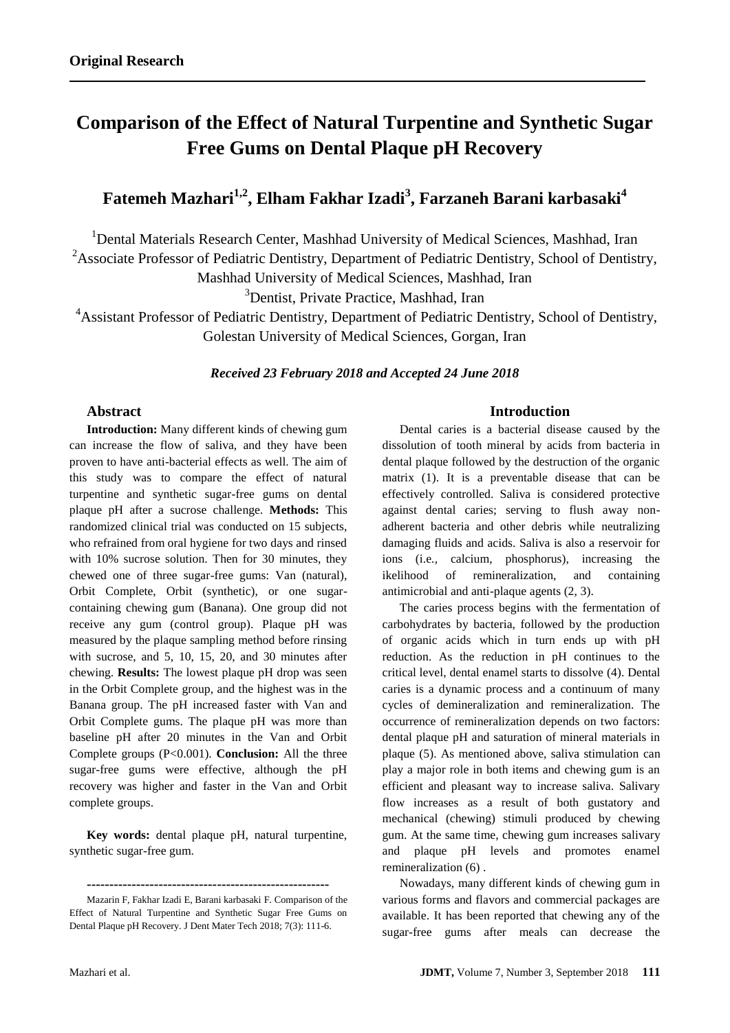**Original Research**

# Comparison of the Effect of Natural Turpentine and Synthetic Sugar Free Gums on Dental Plaque pH Recovery

## Fatemeh Mazhari[1,2], Elham Fakhar Izadi[3], Farzaneh Barani karbasaki[4]

[1]Dental Materials Research Center, Mashhad University of Medical Sciences, Mashhad, Iran

[2]Associate Professor of Pediatric Dentistry, Department of Pediatric Dentistry, School of Dentistry, Mashhad University of Medical Sciences, Mashhad, Iran

[3]Dentist, Private Practice, Mashhad, Iran

[4]Assistant Professor of Pediatric Dentistry, Department of Pediatric Dentistry, School of Dentistry, Golestan University of Medical Sciences, Gorgan, Iran

***Received 23 February 2018 and Accepted 24 June 2018***

### Abstract

**Introduction:** Many different kinds of chewing gum can increase the flow of saliva, and they have been proven to have anti-bacterial effects as well. The aim of this study was to compare the effect of natural turpentine and synthetic sugar-free gums on dental plaque pH after a sucrose challenge. **Methods:** This randomized clinical trial was conducted on 15 subjects, who refrained from oral hygiene for two days and rinsed with 10% sucrose solution. Then for 30 minutes, they chewed one of three sugar-free gums: Van (natural), Orbit Complete, Orbit (synthetic), or one sugar-containing chewing gum (Banana). One group did not receive any gum (control group). Plaque pH was measured by the plaque sampling method before rinsing with sucrose, and 5, 10, 15, 20, and 30 minutes after chewing. **Results:** The lowest plaque pH drop was seen in the Orbit Complete group, and the highest was in the Banana group. The pH increased faster with Van and Orbit Complete gums. The plaque pH was more than baseline pH after 20 minutes in the Van and Orbit Complete groups (P<0.001). **Conclusion:** All the three sugar-free gums were effective, although the pH recovery was higher and faster in the Van and Orbit complete groups.

**Key words:** dental plaque pH, natural turpentine, synthetic sugar-free gum.

------------------------------------------------------

Mazarin F, Fakhar Izadi E, Barani karbasaki F. Comparison of the Effect of Natural Turpentine and Synthetic Sugar Free Gums on Dental Plaque pH Recovery. J Dent Mater Tech 2018; 7(3): 111-6.

### Introduction

Dental caries is a bacterial disease caused by the dissolution of tooth mineral by acids from bacteria in dental plaque followed by the destruction of the organic matrix (1). It is a preventable disease that can be effectively controlled. Saliva is considered protective against dental caries; serving to flush away non-adherent bacteria and other debris while neutralizing damaging fluids and acids. Saliva is also a reservoir for ions (i.e., calcium, phosphorus), increasing the ikelihood of remineralization, and containing antimicrobial and anti-plaque agents (2, 3).

The caries process begins with the fermentation of carbohydrates by bacteria, followed by the production of organic acids which in turn ends up with pH reduction. As the reduction in pH continues to the critical level, dental enamel starts to dissolve (4). Dental caries is a dynamic process and a continuum of many cycles of demineralization and remineralization. The occurrence of remineralization depends on two factors: dental plaque pH and saturation of mineral materials in plaque (5). As mentioned above, saliva stimulation can play a major role in both items and chewing gum is an efficient and pleasant way to increase saliva. Salivary flow increases as a result of both gustatory and mechanical (chewing) stimuli produced by chewing gum. At the same time, chewing gum increases salivary and plaque pH levels and promotes enamel remineralization (6) .

Nowadays, many different kinds of chewing gum in various forms and flavors and commercial packages are available. It has been reported that chewing any of the sugar-free gums after meals can decrease the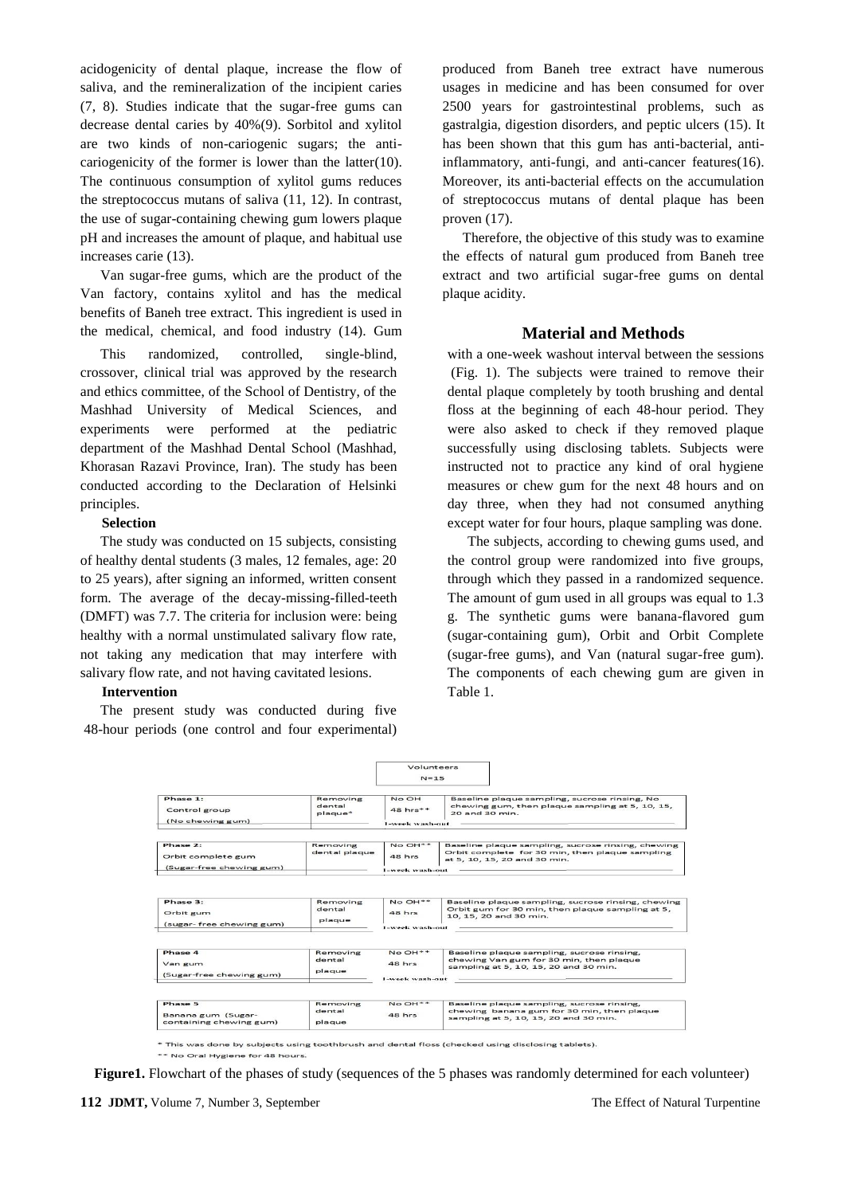acidogenicity of dental plaque, increase the flow of saliva, and the remineralization of the incipient caries (7, 8). Studies indicate that the sugar-free gums can decrease dental caries by 40%(9). Sorbitol and xylitol are two kinds of non-cariogenic sugars; the anti-cariogenicity of the former is lower than the latter(10). The continuous consumption of xylitol gums reduces the streptococcus mutans of saliva (11, 12). In contrast, the use of sugar-containing chewing gum lowers plaque pH and increases the amount of plaque, and habitual use increases carie (13).

Van sugar-free gums, which are the product of the Van factory, contains xylitol and has the medical benefits of Baneh tree extract. This ingredient is used in the medical, chemical, and food industry (14). Gum produced from Baneh tree extract have numerous usages in medicine and has been consumed for over 2500 years for gastrointestinal problems, such as gastralgia, digestion disorders, and peptic ulcers (15). It has been shown that this gum has anti-bacterial, anti-inflammatory, anti-fungi, and anti-cancer features(16). Moreover, its anti-bacterial effects on the accumulation of streptococcus mutans of dental plaque has been proven (17).

Therefore, the objective of this study was to examine the effects of natural gum produced from Baneh tree extract and two artificial sugar-free gums on dental plaque acidity.

## Material and Methods

This randomized, controlled, single-blind, crossover, clinical trial was approved by the research and ethics committee, of the School of Dentistry, of the Mashhad University of Medical Sciences, and experiments were performed at the pediatric department of the Mashhad Dental School (Mashhad, Khorasan Razavi Province, Iran). The study has been conducted according to the Declaration of Helsinki principles.

**Selection**

The study was conducted on 15 subjects, consisting of healthy dental students (3 males, 12 females, age: 20 to 25 years), after signing an informed, written consent form. The average of the decay-missing-filled-teeth (DMFT) was 7.7. The criteria for inclusion were: being healthy with a normal unstimulated salivary flow rate, not taking any medication that may interfere with salivary flow rate, and not having cavitated lesions.

**Intervention**

The present study was conducted during five 48-hour periods (one control and four experimental) with a one-week washout interval between the sessions (Fig. 1). The subjects were trained to remove their dental plaque completely by tooth brushing and dental floss at the beginning of each 48-hour period. They were also asked to check if they removed plaque successfully using disclosing tablets. Subjects were instructed not to practice any kind of oral hygiene measures or chew gum for the next 48 hours and on day three, when they had not consumed anything except water for four hours, plaque sampling was done.

The subjects, according to chewing gums used, and the control group were randomized into five groups, through which they passed in a randomized sequence. The amount of gum used in all groups was equal to 1.3 g. The synthetic gums were banana-flavored gum (sugar-containing gum), Orbit and Orbit Complete (sugar-free gums), and Van (natural sugar-free gum). The components of each chewing gum are given in Table 1.

Volunteers N=15

| Phase | | | |
|---|---|---|---|
| Phase 1: Control group (No chewing gum) | Removing dental plaque* | No OH 48 hrs** | Baseline plaque sampling, sucrose rinsing, No chewing gum, then plaque sampling at 5, 10, 15, 20 and 30 min. |
| 1-week wash-out | | | |
| Phase 2: Orbit complete gum (Sugar-free chewing gum) | Removing dental plaque | No OH** 48 hrs | Baseline plaque sampling, sucrose rinsing, chewing Orbit complete for 30 min, then plaque sampling at 5, 10, 15, 20 and 30 min. |
| 1-week wash-out | | | |
| Phase 3: Orbit gum (sugar- free chewing gum) | Removing dental plaque | No OH** 48 hrs | Baseline plaque sampling, sucrose rinsing, chewing Orbit gum for 30 min, then plaque sampling at 5, 10, 15, 20 and 30 min. |
| 1-week wash-out | | | |
| Phase 4 Van gum (Sugar-free chewing gum) | Removing dental plaque | No OH** 48 hrs | Baseline plaque sampling, sucrose rinsing, chewing Van gum for 30 min, then plaque sampling at 5, 10, 15, 20 and 30 min. |
| 1-week wash-out | | | |
| Phase 5 Banana gum (Sugar-containing chewing gum) | Removing dental plaque | No OH** 48 hrs | Baseline plaque sampling, sucrose rinsing, chewing banana gum for 30 min, then plaque sampling at 5, 10, 15, 20 and 30 min. |

\* This was done by subjects using toothbrush and dental floss (checked using disclosing tablets).

\*\* No Oral Hygiene for 48 hours.

**Figure1.** Flowchart of the phases of study (sequences of the 5 phases was randomly determined for each volunteer)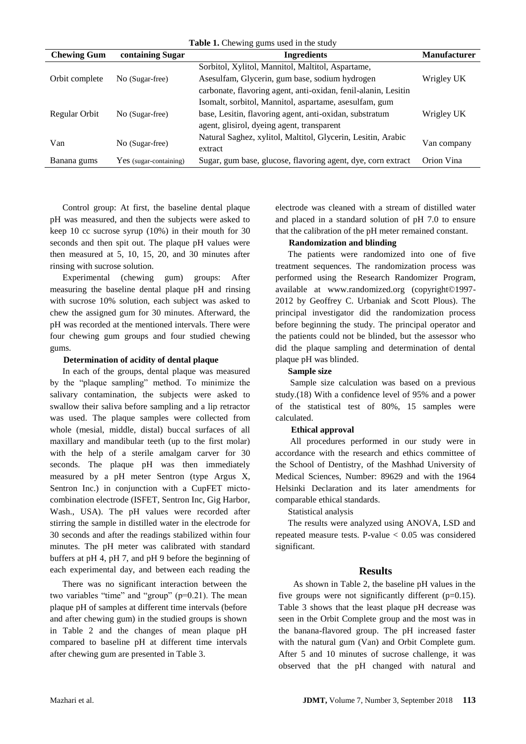**Table 1.** Chewing gums used in the study

| Chewing Gum | containing Sugar | Ingredients | Manufacturer |
|---|---|---|---|
| Orbit complete | No (Sugar-free) | Sorbitol, Xylitol, Mannitol, Maltitol, Aspartame, Asesulfam, Glycerin, gum base, sodium hydrogen carbonate, flavoring agent, anti-oxidan, fenil-alanin, Lesitin | Wrigley UK |
| Regular Orbit | No (Sugar-free) | Isomalt, sorbitol, Mannitol, aspartame, asesulfam, gum base, Lesitin, flavoring agent, anti-oxidan, substratum agent, glisirol, dyeing agent, transparent | Wrigley UK |
| Van | No (Sugar-free) | Natural Saghez, xylitol, Maltitol, Glycerin, Lesitin, Arabic extract | Van company |
| Banana gums | Yes (sugar-containing) | Sugar, gum base, glucose, flavoring agent, dye, corn extract | Orion Vina |

Control group: At first, the baseline dental plaque pH was measured, and then the subjects were asked to keep 10 cc sucrose syrup (10%) in their mouth for 30 seconds and then spit out. The plaque pH values were then measured at 5, 10, 15, 20, and 30 minutes after rinsing with sucrose solution.

Experimental (chewing gum) groups: After measuring the baseline dental plaque pH and rinsing with sucrose 10% solution, each subject was asked to chew the assigned gum for 30 minutes. Afterward, the pH was recorded at the mentioned intervals. There were four chewing gum groups and four studied chewing gums.

**Determination of acidity of dental plaque**

In each of the groups, dental plaque was measured by the "plaque sampling" method. To minimize the salivary contamination, the subjects were asked to swallow their saliva before sampling and a lip retractor was used. The plaque samples were collected from whole (mesial, middle, distal) buccal surfaces of all maxillary and mandibular teeth (up to the first molar) with the help of a sterile amalgam carver for 30 seconds. The plaque pH was then immediately measured by a pH meter Sentron (type Argus X, Sentron Inc.) in conjunction with a CupFET micto-combination electrode (ISFET, Sentron Inc, Gig Harbor, Wash., USA). The pH values were recorded after stirring the sample in distilled water in the electrode for 30 seconds and after the readings stabilized within four minutes. The pH meter was calibrated with standard buffers at pH 4, pH 7, and pH 9 before the beginning of each experimental day, and between each reading the electrode was cleaned with a stream of distilled water and placed in a standard solution of pH 7.0 to ensure that the calibration of the pH meter remained constant.

**Randomization and blinding**

The patients were randomized into one of five treatment sequences. The randomization process was performed using the Research Randomizer Program, available at www.randomized.org (copyright©1997-2012 by Geoffrey C. Urbaniak and Scott Plous). The principal investigator did the randomization process before beginning the study. The principal operator and the patients could not be blinded, but the assessor who did the plaque sampling and determination of dental plaque pH was blinded.

**Sample size**

Sample size calculation was based on a previous study.(18) With a confidence level of 95% and a power of the statistical test of 80%, 15 samples were calculated.

**Ethical approval**

All procedures performed in our study were in accordance with the research and ethics committee of the School of Dentistry, of the Mashhad University of Medical Sciences, Number: 89629 and with the 1964 Helsinki Declaration and its later amendments for comparable ethical standards.

Statistical analysis

The results were analyzed using ANOVA, LSD and repeated measure tests. P-value $< 0.05$ was considered significant.

## Results

As shown in Table 2, the baseline pH values in the five groups were not significantly different ($p=0.15$). Table 3 shows that the least plaque pH decrease was seen in the Orbit Complete group and the most was in the banana-flavored group. The pH increased faster with the natural gum (Van) and Orbit Complete gum. After 5 and 10 minutes of sucrose challenge, it was observed that the pH changed with natural and

There was no significant interaction between the two variables "time" and "group" ($p=0.21$). The mean plaque pH of samples at different time intervals (before and after chewing gum) in the studied groups is shown in Table 2 and the changes of mean plaque pH compared to baseline pH at different time intervals after chewing gum are presented in Table 3.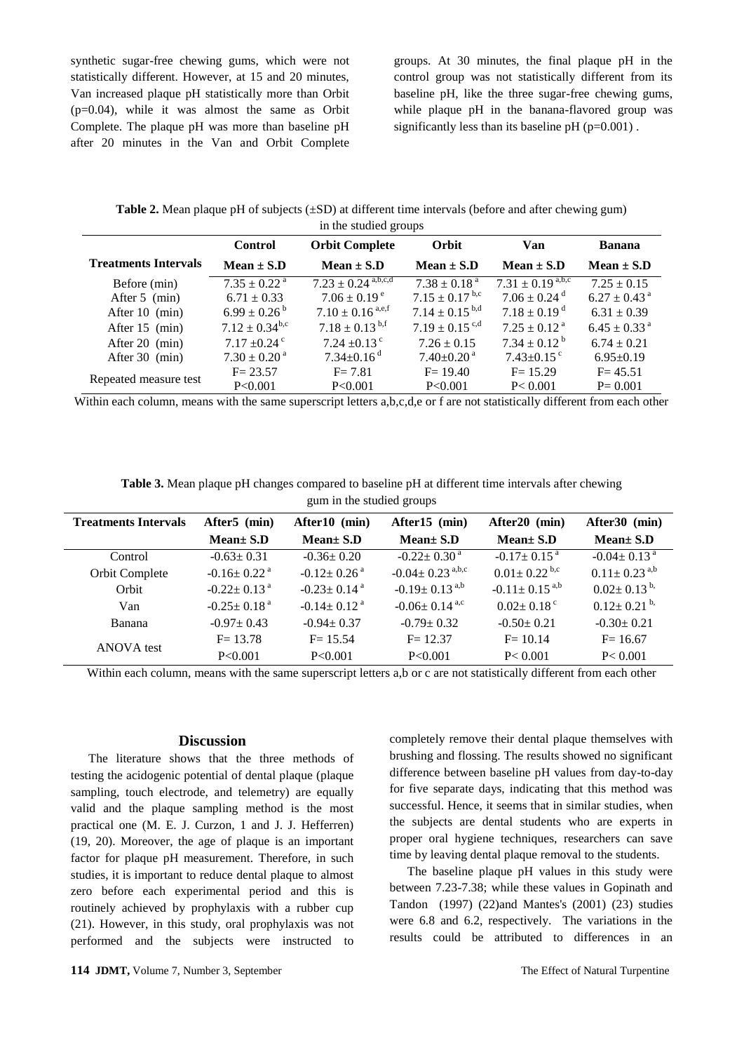synthetic sugar-free chewing gums, which were not statistically different. However, at 15 and 20 minutes, Van increased plaque pH statistically more than Orbit ($p=0.04$), while it was almost the same as Orbit Complete. The plaque pH was more than baseline pH after 20 minutes in the Van and Orbit Complete groups. At 30 minutes, the final plaque pH in the control group was not statistically different from its baseline pH, like the three sugar-free chewing gums, while plaque pH in the banana-flavored group was significantly less than its baseline pH ($p=0.001$) .

**Table 2.** Mean plaque pH of subjects (±SD) at different time intervals (before and after chewing gum) in the studied groups

| Treatments Intervals | Control<br>Mean ± S.D | Orbit Complete<br>Mean ± S.D | Orbit<br>Mean ± S.D | Van<br>Mean ± S.D | Banana<br>Mean ± S.D |
|---|---|---|---|---|---|
| Before (min) | $7.35 \pm 0.22^{a}$ | $7.23 \pm 0.24^{a,b,c,d}$ | $7.38 \pm 0.18^{a}$ | $7.31 \pm 0.19^{a,b,c}$ | $7.25 \pm 0.15$ |
| After 5 (min) | $6.71 \pm 0.33$ | $7.06 \pm 0.19^{e}$ | $7.15 \pm 0.17^{b,c}$ | $7.06 \pm 0.24^{d}$ | $6.27 \pm 0.43^{a}$ |
| After 10 (min) | $6.99 \pm 0.26^{b}$ | $7.10 \pm 0.16^{a,e,f}$ | $7.14 \pm 0.15^{b,d}$ | $7.18 \pm 0.19^{d}$ | $6.31 \pm 0.39$ |
| After 15 (min) | $7.12 \pm 0.34^{b,c}$ | $7.18 \pm 0.13^{b,f}$ | $7.19 \pm 0.15^{c,d}$ | $7.25 \pm 0.12^{a}$ | $6.45 \pm 0.33^{a}$ |
| After 20 (min) | $7.17 \pm 0.24^{c}$ | $7.24 \pm 0.13^{c}$ | $7.26 \pm 0.15$ | $7.34 \pm 0.12^{b}$ | $6.74 \pm 0.21$ |
| After 30 (min) | $7.30 \pm 0.20^{a}$ | $7.34 \pm 0.16^{d}$ | $7.40 \pm 0.20^{a}$ | $7.43 \pm 0.15^{c}$ | $6.95 \pm 0.19$ |
| Repeated measure test | $F= 23.57$<br>$P<0.001$ | $F= 7.81$<br>$P<0.001$ | $F= 19.40$<br>$P<0.001$ | $F= 15.29$<br>$P< 0.001$ | $F= 45.51$<br>$P= 0.001$ |

Within each column, means with the same superscript letters a,b,c,d,e or f are not statistically different from each other

**Table 3.** Mean plaque pH changes compared to baseline pH at different time intervals after chewing gum in the studied groups

| Treatments Intervals | After5 (min)<br>Mean± S.D | After10 (min)<br>Mean± S.D | After15 (min)<br>Mean± S.D | After20 (min)<br>Mean± S.D | After30 (min)<br>Mean± S.D |
|---|---|---|---|---|---|
| Control | $-0.63 \pm 0.31$ | $-0.36 \pm 0.20$ | $-0.22 \pm 0.30^{a}$ | $-0.17 \pm 0.15^{a}$ | $-0.04 \pm 0.13^{a}$ |
| Orbit Complete | $-0.16 \pm 0.22^{a}$ | $-0.12 \pm 0.26^{a}$ | $-0.04 \pm 0.23^{a,b,c}$ | $0.01 \pm 0.22^{b,c}$ | $0.11 \pm 0.23^{a,b}$ |
| Orbit | $-0.22 \pm 0.13^{a}$ | $-0.23 \pm 0.14^{a}$ | $-0.19 \pm 0.13^{a,b}$ | $-0.11 \pm 0.15^{a,b}$ | $0.02 \pm 0.13^{b,}$ |
| Van | $-0.25 \pm 0.18^{a}$ | $-0.14 \pm 0.12^{a}$ | $-0.06 \pm 0.14^{a,c}$ | $0.02 \pm 0.18^{c}$ | $0.12 \pm 0.21^{b,}$ |
| Banana | $-0.97 \pm 0.43$ | $-0.94 \pm 0.37$ | $-0.79 \pm 0.32$ | $-0.50 \pm 0.21$ | $-0.30 \pm 0.21$ |
| ANOVA test | $F= 13.78$<br>$P<0.001$ | $F= 15.54$<br>$P<0.001$ | $F= 12.37$<br>$P<0.001$ | $F= 10.14$<br>$P< 0.001$ | $F= 16.67$<br>$P< 0.001$ |

Within each column, means with the same superscript letters a,b or c are not statistically different from each other

## Discussion

The literature shows that the three methods of testing the acidogenic potential of dental plaque (plaque sampling, touch electrode, and telemetry) are equally valid and the plaque sampling method is the most practical one (M. E. J. Curzon, 1 and J. J. Hefferren) (19, 20). Moreover, the age of plaque is an important factor for plaque pH measurement. Therefore, in such studies, it is important to reduce dental plaque to almost zero before each experimental period and this is routinely achieved by prophylaxis with a rubber cup (21). However, in this study, oral prophylaxis was not performed and the subjects were instructed to completely remove their dental plaque themselves with brushing and flossing. The results showed no significant difference between baseline pH values from day-to-day for five separate days, indicating that this method was successful. Hence, it seems that in similar studies, when the subjects are dental students who are experts in proper oral hygiene techniques, researchers can save time by leaving dental plaque removal to the students.

The baseline plaque pH values in this study were between 7.23-7.38; while these values in Gopinath and Tandon (1997) (22)and Mantes's (2001) (23) studies were 6.8 and 6.2, respectively. The variations in the results could be attributed to differences in an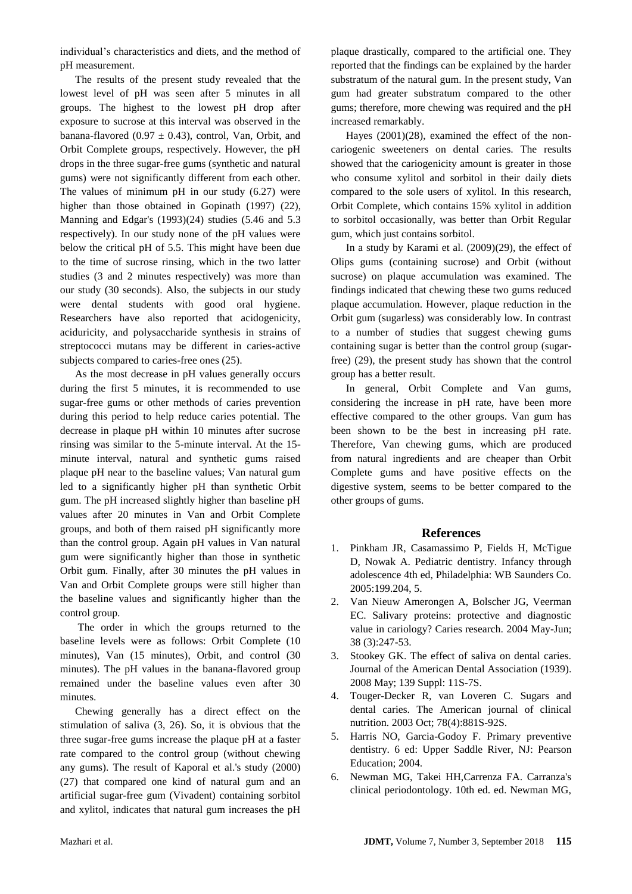individual's characteristics and diets, and the method of pH measurement.

The results of the present study revealed that the lowest level of pH was seen after 5 minutes in all groups. The highest to the lowest pH drop after exposure to sucrose at this interval was observed in the banana-flavored ($0.97 \pm 0.43$), control, Van, Orbit, and Orbit Complete groups, respectively. However, the pH drops in the three sugar-free gums (synthetic and natural gums) were not significantly different from each other. The values of minimum pH in our study (6.27) were higher than those obtained in Gopinath (1997) (22), Manning and Edgar's (1993)(24) studies (5.46 and 5.3 respectively). In our study none of the pH values were below the critical pH of 5.5. This might have been due to the time of sucrose rinsing, which in the two latter studies (3 and 2 minutes respectively) was more than our study (30 seconds). Also, the subjects in our study were dental students with good oral hygiene. Researchers have also reported that acidogenicity, aciduricity, and polysaccharide synthesis in strains of streptococci mutans may be different in caries-active subjects compared to caries-free ones (25).

As the most decrease in pH values generally occurs during the first 5 minutes, it is recommended to use sugar-free gums or other methods of caries prevention during this period to help reduce caries potential. The decrease in plaque pH within 10 minutes after sucrose rinsing was similar to the 5-minute interval. At the 15-minute interval, natural and synthetic gums raised plaque pH near to the baseline values; Van natural gum led to a significantly higher pH than synthetic Orbit gum. The pH increased slightly higher than baseline pH values after 20 minutes in Van and Orbit Complete groups, and both of them raised pH significantly more than the control group. Again pH values in Van natural gum were significantly higher than those in synthetic Orbit gum. Finally, after 30 minutes the pH values in Van and Orbit Complete groups were still higher than the baseline values and significantly higher than the control group.

The order in which the groups returned to the baseline levels were as follows: Orbit Complete (10 minutes), Van (15 minutes), Orbit, and control (30 minutes). The pH values in the banana-flavored group remained under the baseline values even after 30 minutes.

Chewing generally has a direct effect on the stimulation of saliva (3, 26). So, it is obvious that the three sugar-free gums increase the plaque pH at a faster rate compared to the control group (without chewing any gums). The result of Kaporal et al.'s study (2000) (27) that compared one kind of natural gum and an artificial sugar-free gum (Vivadent) containing sorbitol and xylitol, indicates that natural gum increases the pH plaque drastically, compared to the artificial one. They reported that the findings can be explained by the harder substratum of the natural gum. In the present study, Van gum had greater substratum compared to the other gums; therefore, more chewing was required and the pH increased remarkably.

Hayes (2001)(28), examined the effect of the non-cariogenic sweeteners on dental caries. The results showed that the cariogenicity amount is greater in those who consume xylitol and sorbitol in their daily diets compared to the sole users of xylitol. In this research, Orbit Complete, which contains 15% xylitol in addition to sorbitol occasionally, was better than Orbit Regular gum, which just contains sorbitol.

In a study by Karami et al. (2009)(29), the effect of Olips gums (containing sucrose) and Orbit (without sucrose) on plaque accumulation was examined. The findings indicated that chewing these two gums reduced plaque accumulation. However, plaque reduction in the Orbit gum (sugarless) was considerably low. In contrast to a number of studies that suggest chewing gums containing sugar is better than the control group (sugar-free) (29), the present study has shown that the control group has a better result.

In general, Orbit Complete and Van gums, considering the increase in pH rate, have been more effective compared to the other groups. Van gum has been shown to be the best in increasing pH rate. Therefore, Van chewing gums, which are produced from natural ingredients and are cheaper than Orbit Complete gums and have positive effects on the digestive system, seems to be better compared to the other groups of gums.

## References

1. Pinkham JR, Casamassimo P, Fields H, McTigue D, Nowak A. Pediatric dentistry. Infancy through adolescence 4th ed, Philadelphia: WB Saunders Co. 2005:199.204, 5.
2. Van Nieuw Amerongen A, Bolscher JG, Veerman EC. Salivary proteins: protective and diagnostic value in cariology? Caries research. 2004 May-Jun; 38 (3):247-53.
3. Stookey GK. The effect of saliva on dental caries. Journal of the American Dental Association (1939). 2008 May; 139 Suppl: 11S-7S.
4. Touger-Decker R, van Loveren C. Sugars and dental caries. The American journal of clinical nutrition. 2003 Oct; 78(4):881S-92S.
5. Harris NO, Garcia-Godoy F. Primary preventive dentistry. 6 ed: Upper Saddle River, NJ: Pearson Education; 2004.
6. Newman MG, Takei HH,Carrenza FA. Carranza's clinical periodontology. 10th ed. ed. Newman MG,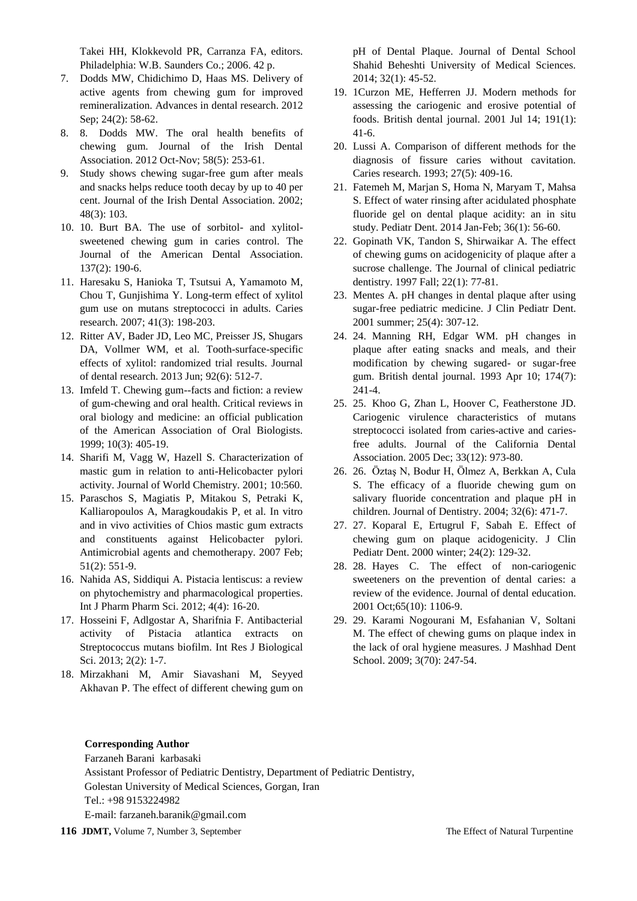Takei HH, Klokkevold PR, Carranza FA, editors. Philadelphia: W.B. Saunders Co.; 2006. 42 p.

7. Dodds MW, Chidichimo D, Haas MS. Delivery of active agents from chewing gum for improved remineralization. Advances in dental research. 2012 Sep; 24(2): 58-62.
8. 8. Dodds MW. The oral health benefits of chewing gum. Journal of the Irish Dental Association. 2012 Oct-Nov; 58(5): 253-61.
9. Study shows chewing sugar-free gum after meals and snacks helps reduce tooth decay by up to 40 per cent. Journal of the Irish Dental Association. 2002; 48(3): 103.
10. 10. Burt BA. The use of sorbitol- and xylitol-sweetened chewing gum in caries control. The Journal of the American Dental Association. 137(2): 190-6.
11. Haresaku S, Hanioka T, Tsutsui A, Yamamoto M, Chou T, Gunjishima Y. Long-term effect of xylitol gum use on mutans streptococci in adults. Caries research. 2007; 41(3): 198-203.
12. Ritter AV, Bader JD, Leo MC, Preisser JS, Shugars DA, Vollmer WM, et al. Tooth-surface-specific effects of xylitol: randomized trial results. Journal of dental research. 2013 Jun; 92(6): 512-7.
13. Imfeld T. Chewing gum--facts and fiction: a review of gum-chewing and oral health. Critical reviews in oral biology and medicine: an official publication of the American Association of Oral Biologists. 1999; 10(3): 405-19.
14. Sharifi M, Vagg W, Hazell S. Characterization of mastic gum in relation to anti-Helicobacter pylori activity. Journal of World Chemistry. 2001; 10:560.
15. Paraschos S, Magiatis P, Mitakou S, Petraki K, Kalliaropoulos A, Maragkoudakis P, et al. In vitro and in vivo activities of Chios mastic gum extracts and constituents against Helicobacter pylori. Antimicrobial agents and chemotherapy. 2007 Feb; 51(2): 551-9.
16. Nahida AS, Siddiqui A. Pistacia lentiscus: a review on phytochemistry and pharmacological properties. Int J Pharm Pharm Sci. 2012; 4(4): 16-20.
17. Hosseini F, Adlgostar A, Sharifnia F. Antibacterial activity of Pistacia atlantica extracts on Streptococcus mutans biofilm. Int Res J Biological Sci. 2013; 2(2): 1-7.
18. Mirzakhani M, Amir Siavashani M, Seyyed Akhavan P. The effect of different chewing gum on pH of Dental Plaque. Journal of Dental School Shahid Beheshti University of Medical Sciences. 2014; 32(1): 45-52.
19. 1Curzon ME, Hefferren JJ. Modern methods for assessing the cariogenic and erosive potential of foods. British dental journal. 2001 Jul 14; 191(1): 41-6.
20. Lussi A. Comparison of different methods for the diagnosis of fissure caries without cavitation. Caries research. 1993; 27(5): 409-16.
21. Fatemeh M, Marjan S, Homa N, Maryam T, Mahsa S. Effect of water rinsing after acidulated phosphate fluoride gel on dental plaque acidity: an in situ study. Pediatr Dent. 2014 Jan-Feb; 36(1): 56-60.
22. Gopinath VK, Tandon S, Shirwaikar A. The effect of chewing gums on acidogenicity of plaque after a sucrose challenge. The Journal of clinical pediatric dentistry. 1997 Fall; 22(1): 77-81.
23. Mentes A. pH changes in dental plaque after using sugar-free pediatric medicine. J Clin Pediatr Dent. 2001 summer; 25(4): 307-12.
24. 24. Manning RH, Edgar WM. pH changes in plaque after eating snacks and meals, and their modification by chewing sugared- or sugar-free gum. British dental journal. 1993 Apr 10; 174(7): 241-4.
25. 25. Khoo G, Zhan L, Hoover C, Featherstone JD. Cariogenic virulence characteristics of mutans streptococci isolated from caries-active and caries-free adults. Journal of the California Dental Association. 2005 Dec; 33(12): 973-80.
26. 26. Öztaş N, Bodur H, Ölmez A, Berkkan A, Cula S. The efficacy of a fluoride chewing gum on salivary fluoride concentration and plaque pH in children. Journal of Dentistry. 2004; 32(6): 471-7.
27. 27. Koparal E, Ertugrul F, Sabah E. Effect of chewing gum on plaque acidogenicity. J Clin Pediatr Dent. 2000 winter; 24(2): 129-32.
28. 28. Hayes C. The effect of non-cariogenic sweeteners on the prevention of dental caries: a review of the evidence. Journal of dental education. 2001 Oct;65(10): 1106-9.
29. 29. Karami Nogourani M, Esfahanian V, Soltani M. The effect of chewing gums on plaque index in the lack of oral hygiene measures. J Mashhad Dent School. 2009; 3(70): 247-54.

**Corresponding Author**

Farzaneh Barani karbasaki

Assistant Professor of Pediatric Dentistry, Department of Pediatric Dentistry,

Golestan University of Medical Sciences, Gorgan, Iran

Tel.: +98 9153224982

E-mail: farzaneh.baranik@gmail.com